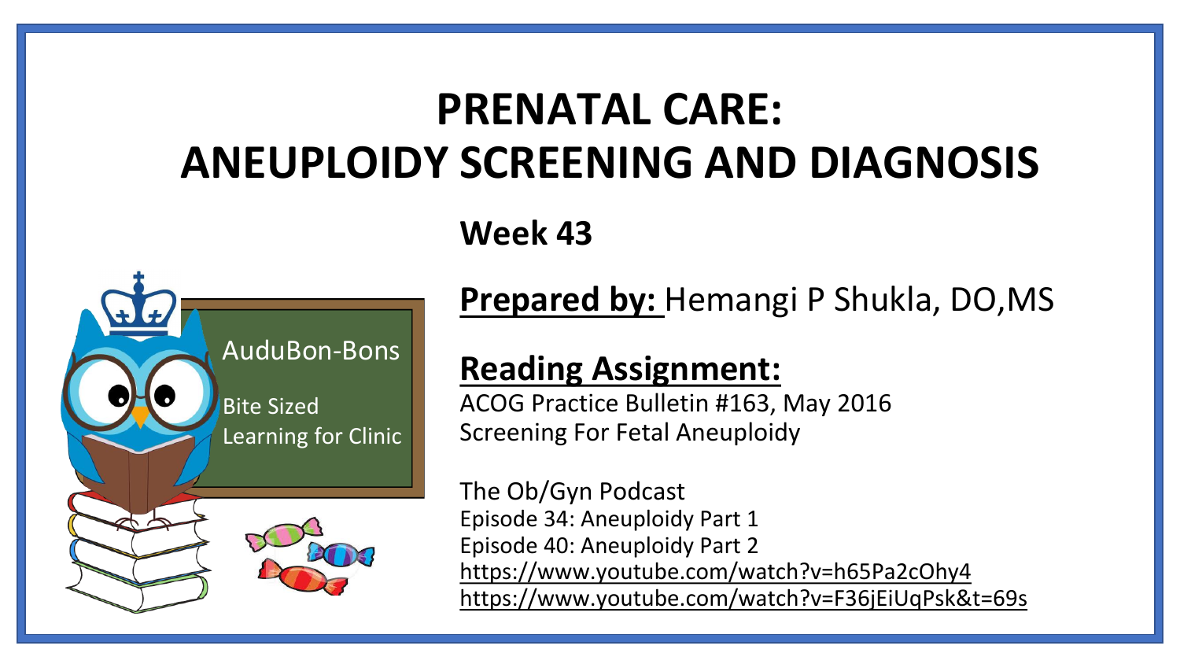# PRENATAL CARE: ANEUPLOIDY SCREENING AND DIAGNOSIS

## Week 43

AuduBon-Bons

Bite Sized Learning for Clinic

**Prepared by:** Hemangi P Shukla, DO,MS

**Reading Assignment:**

ACOG Practice Bulletin #163, May 2016
Screening For Fetal Aneuploidy

The Ob/Gyn Podcast
Episode 34: Aneuploidy Part 1
Episode 40: Aneuploidy Part 2
https://www.youtube.com/watch?v=h65Pa2cOhy4
https://www.youtube.com/watch?v=F36jEiUqPsk&t=69s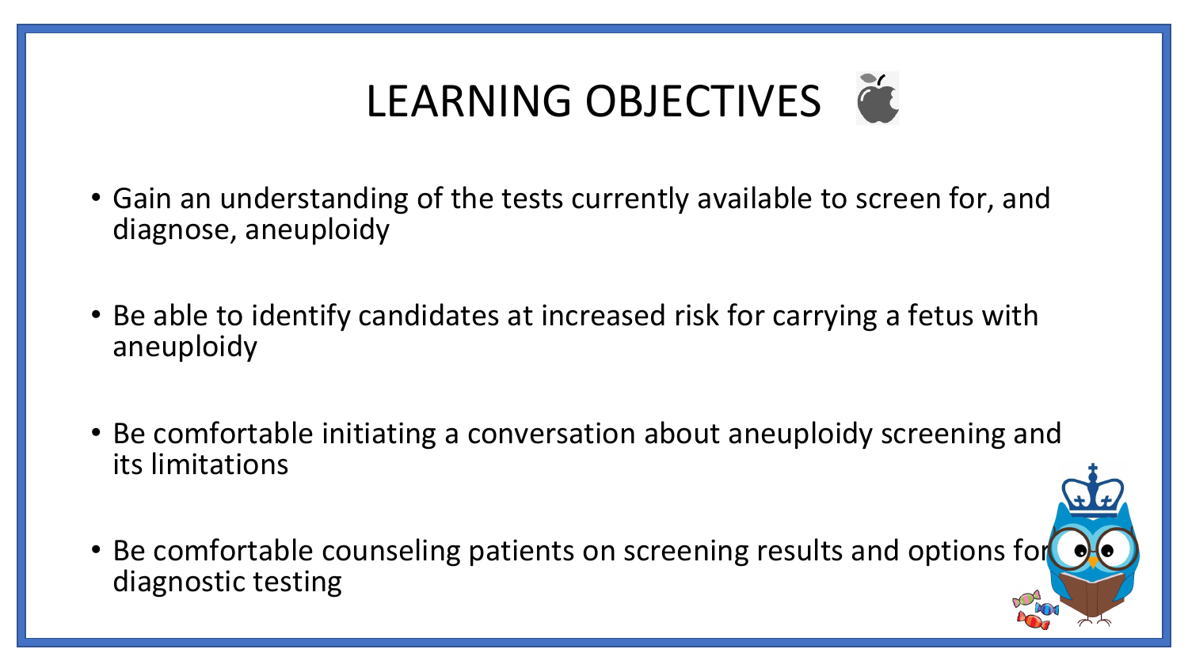# LEARNING OBJECTIVES

- Gain an understanding of the tests currently available to screen for, and diagnose, aneuploidy
- Be able to identify candidates at increased risk for carrying a fetus with aneuploidy
- Be comfortable initiating a conversation about aneuploidy screening and its limitations
- Be comfortable counseling patients on screening results and options for diagnostic testing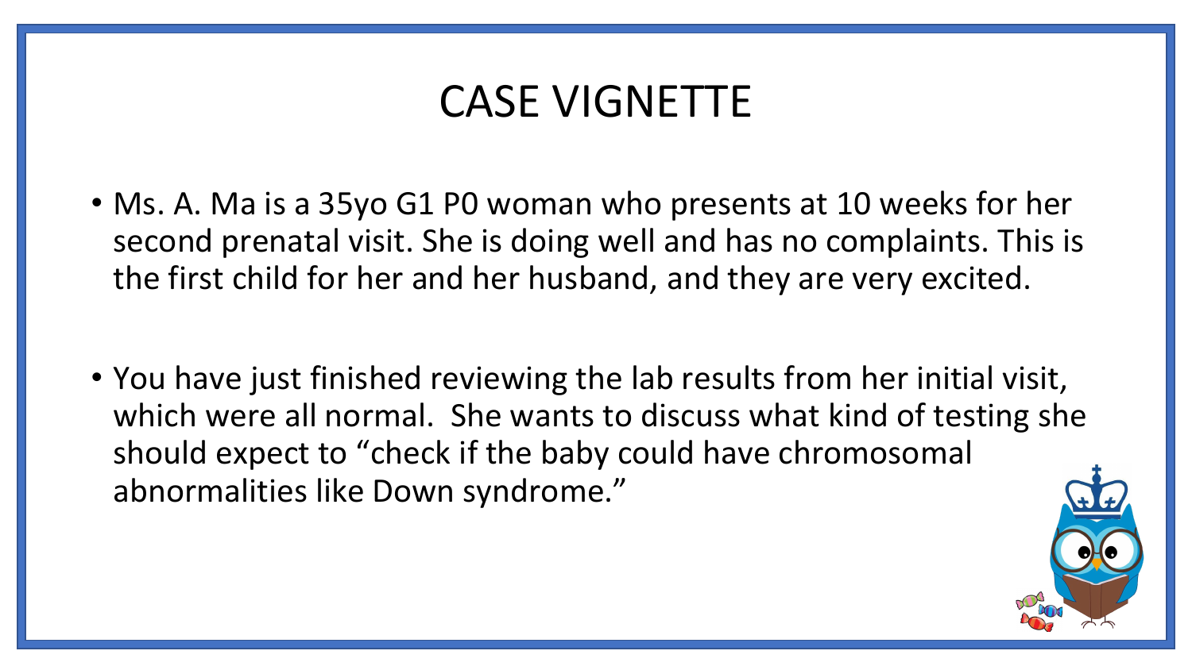# CASE VIGNETTE

- Ms. A. Ma is a 35yo G1 P0 woman who presents at 10 weeks for her second prenatal visit. She is doing well and has no complaints. This is the first child for her and her husband, and they are very excited.

- You have just finished reviewing the lab results from her initial visit, which were all normal. She wants to discuss what kind of testing she should expect to "check if the baby could have chromosomal abnormalities like Down syndrome."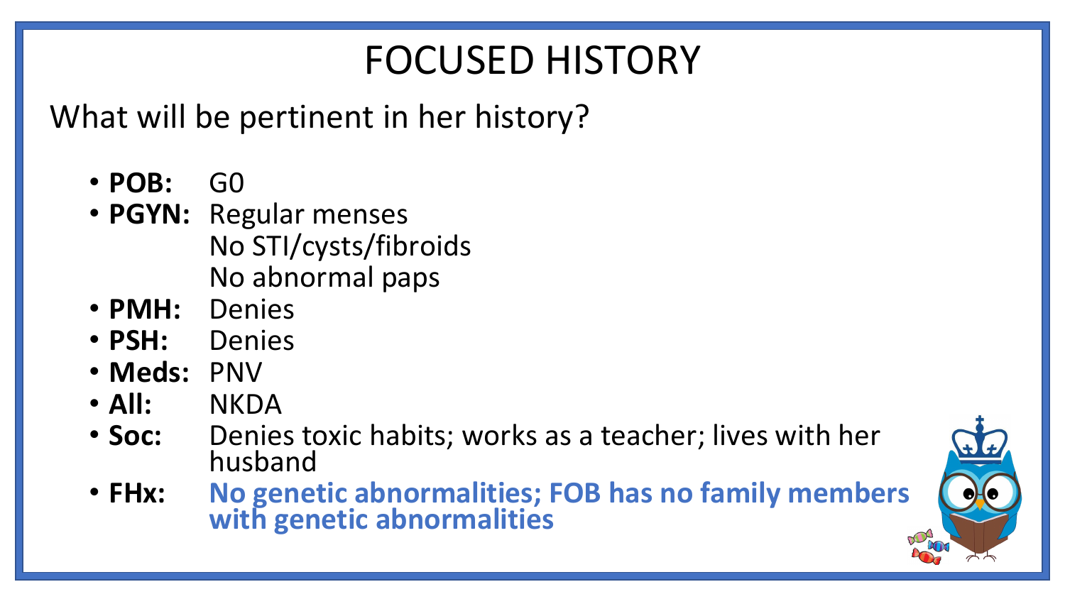# FOCUSED HISTORY

What will be pertinent in her history?

- **POB:** G0
- **PGYN:** Regular menses
  No STI/cysts/fibroids
  No abnormal paps
- **PMH:** Denies
- **PSH:** Denies
- **Meds:** PNV
- **All:** NKDA
- **Soc:** Denies toxic habits; works as a teacher; lives with her husband
- **FHx:** **No genetic abnormalities; FOB has no family members with genetic abnormalities**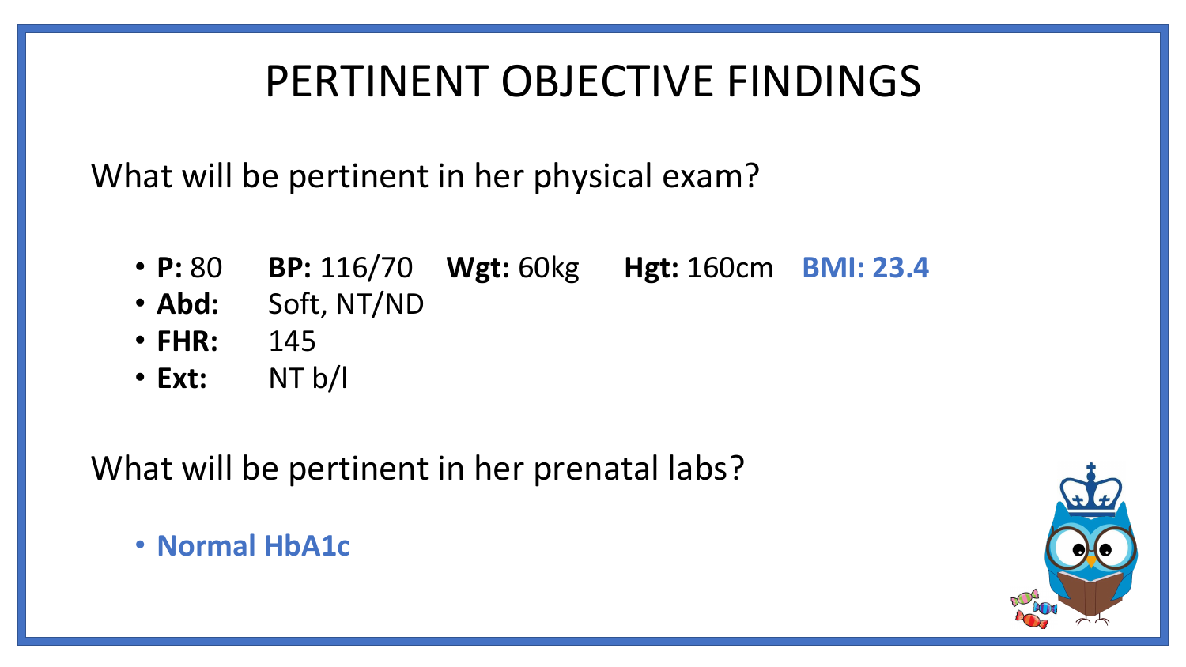# PERTINENT OBJECTIVE FINDINGS

What will be pertinent in her physical exam?

- **P:** 80 **BP:** 116/70 **Wgt:** 60kg **Hgt:** 160cm **BMI: 23.4**
- **Abd:** Soft, NT/ND
- **FHR:** 145
- **Ext:** NT b/l

What will be pertinent in her prenatal labs?

- **Normal HbA1c**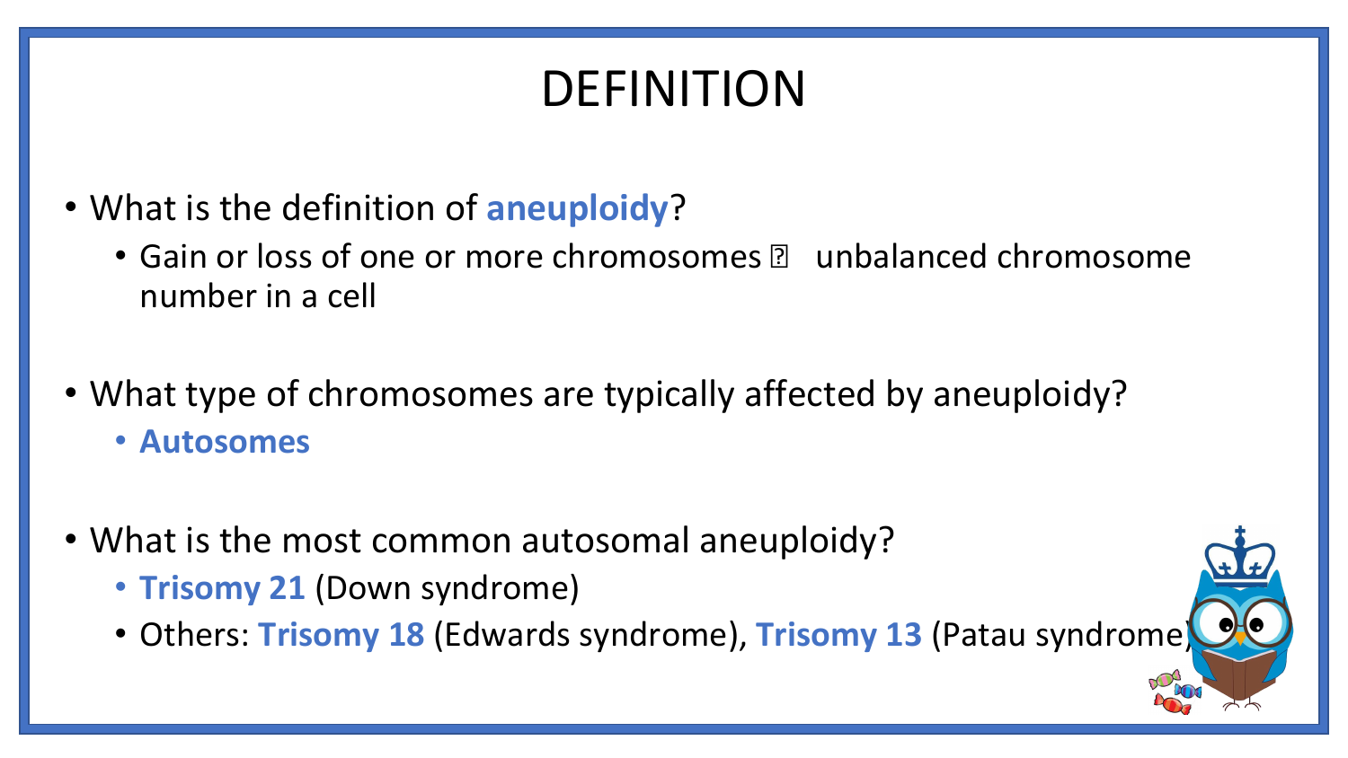# DEFINITION

- What is the definition of **aneuploidy**?
  - Gain or loss of one or more chromosomes → unbalanced chromosome number in a cell

- What type of chromosomes are typically affected by aneuploidy?
  - **Autosomes**

- What is the most common autosomal aneuploidy?
  - **Trisomy 21** (Down syndrome)
  - Others: **Trisomy 18** (Edwards syndrome), **Trisomy 13** (Patau syndrome)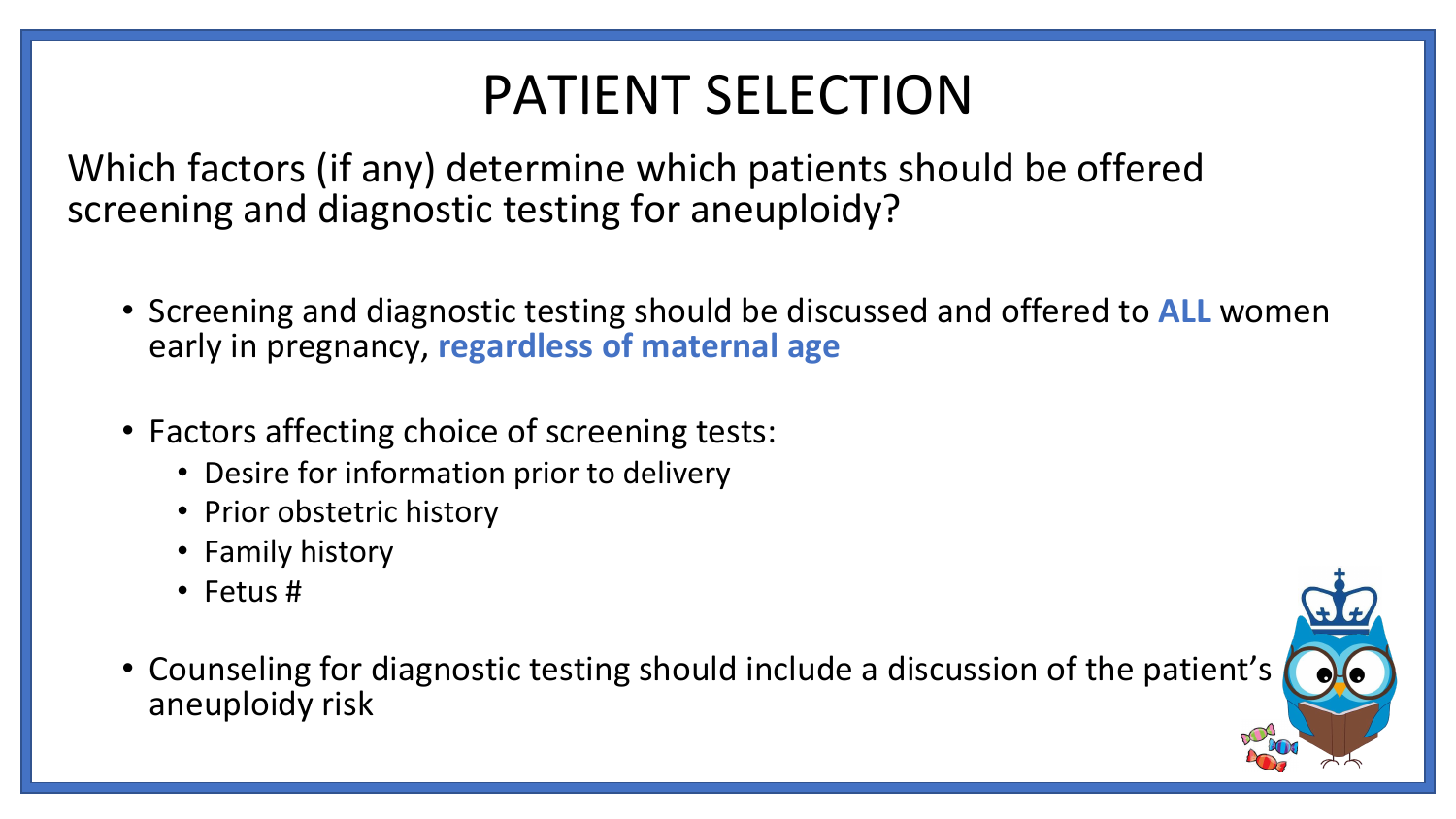# PATIENT SELECTION

Which factors (if any) determine which patients should be offered screening and diagnostic testing for aneuploidy?

- Screening and diagnostic testing should be discussed and offered to **ALL** women early in pregnancy, **regardless of maternal age**
- Factors affecting choice of screening tests:
  - Desire for information prior to delivery
  - Prior obstetric history
  - Family history
  - Fetus #
- Counseling for diagnostic testing should include a discussion of the patient's aneuploidy risk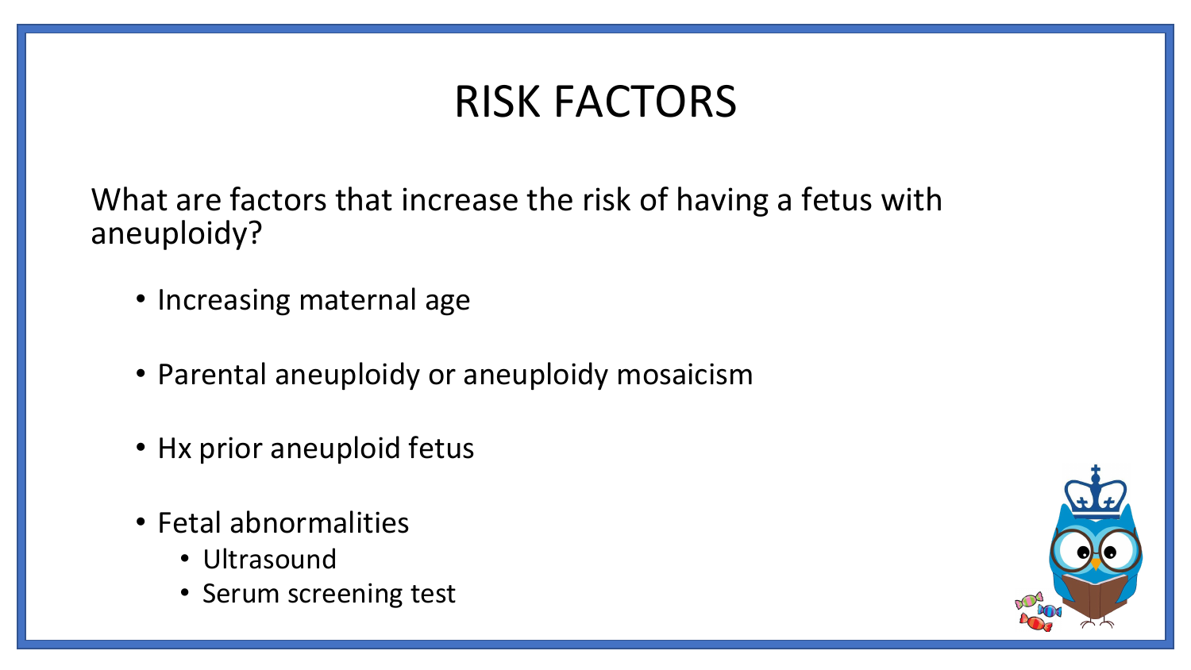# RISK FACTORS

What are factors that increase the risk of having a fetus with aneuploidy?

- Increasing maternal age
- Parental aneuploidy or aneuploidy mosaicism
- Hx prior aneuploid fetus
- Fetal abnormalities
  - Ultrasound
  - Serum screening test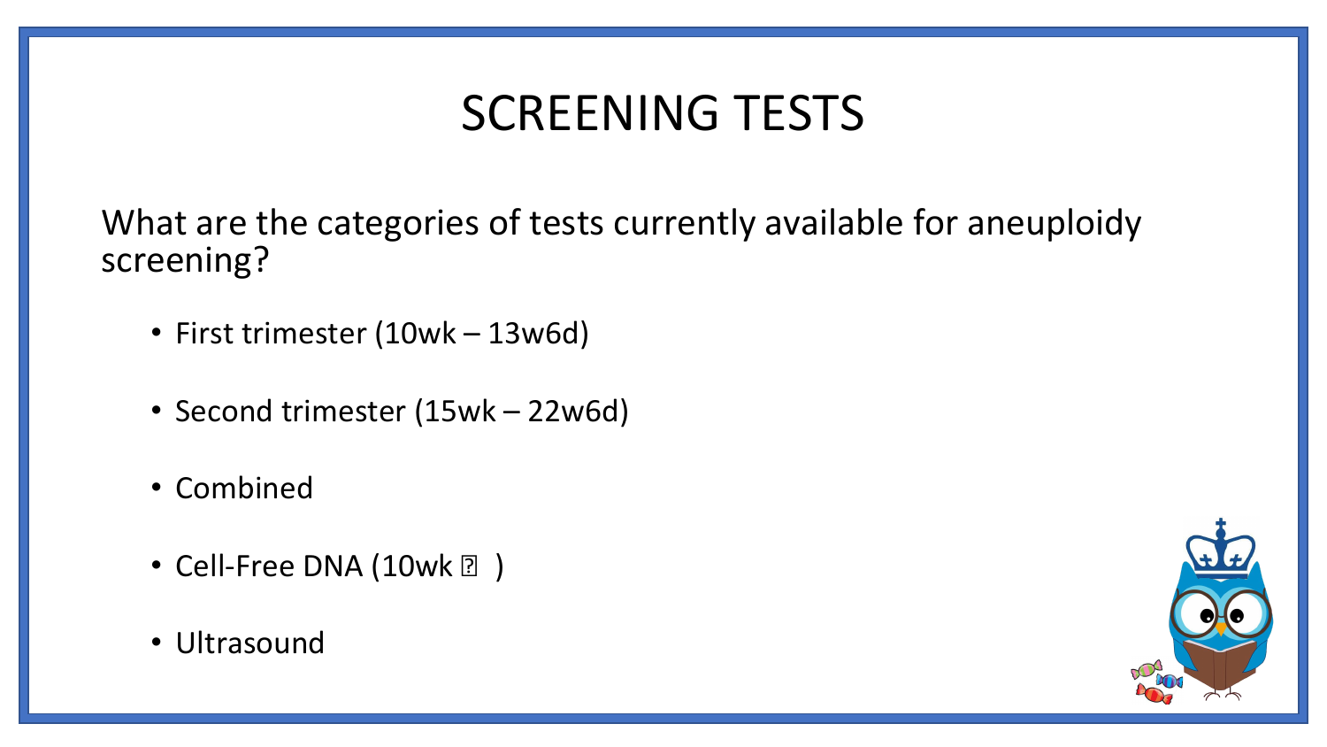# SCREENING TESTS

What are the categories of tests currently available for aneuploidy screening?

- First trimester (10wk – 13w6d)
- Second trimester (15wk – 22w6d)
- Combined
- Cell-Free DNA (10wk ⭢ )
- Ultrasound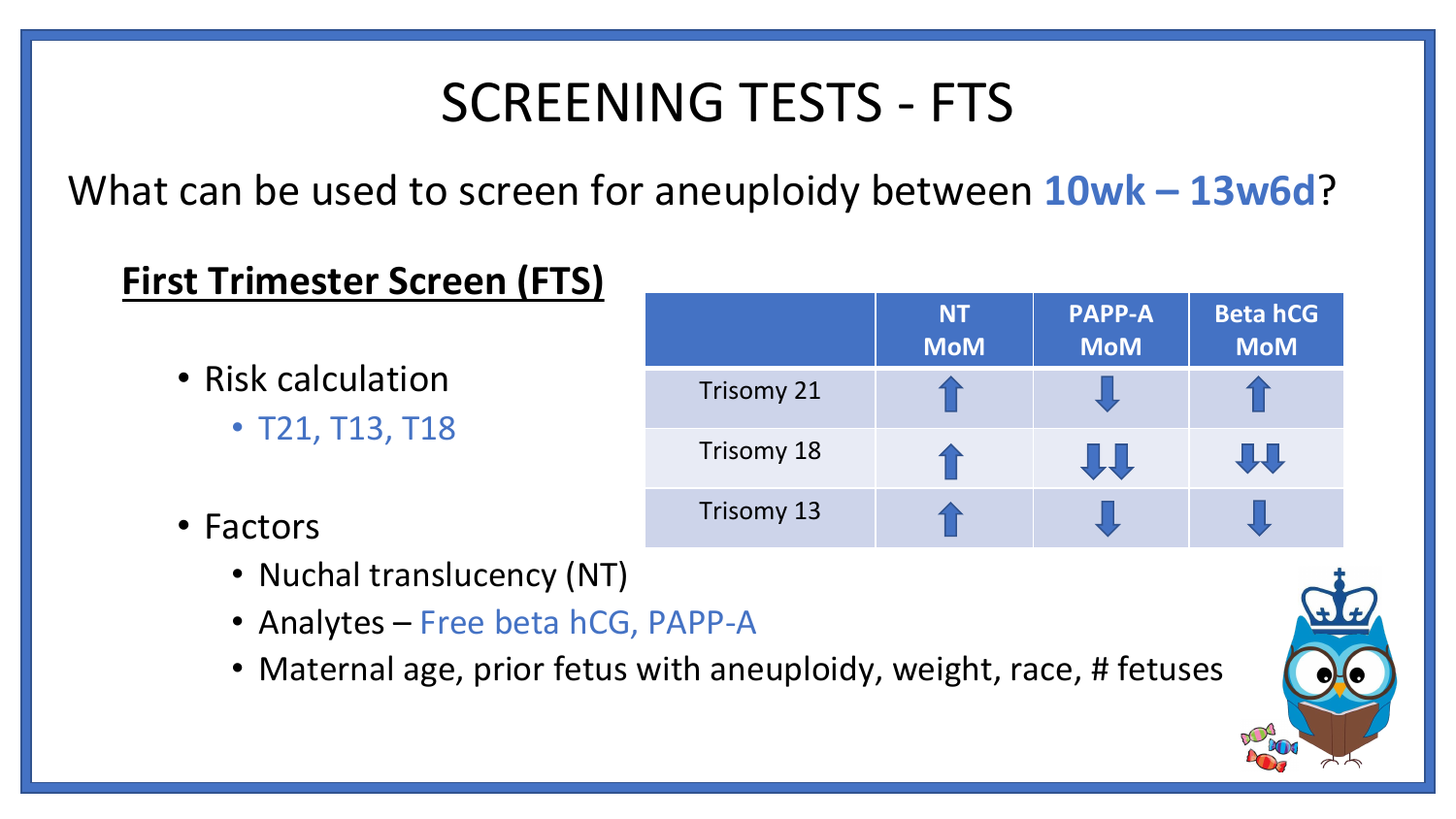# SCREENING TESTS - FTS

What can be used to screen for aneuploidy between **10wk – 13w6d**?

## First Trimester Screen (FTS)

- Risk calculation
  - T21, T13, T18
- Factors
  - Nuchal translucency (NT)
  - Analytes – Free beta hCG, PAPP-A
  - Maternal age, prior fetus with aneuploidy, weight, race, # fetuses

| | NT MoM | PAPP-A MoM | Beta hCG MoM |
|---|---|---|---|
| Trisomy 21 | ↑ | ↓ | ↑ |
| Trisomy 18 | ↑ | ↓↓ | ↓↓ |
| Trisomy 13 | ↑ | ↓ | ↓ |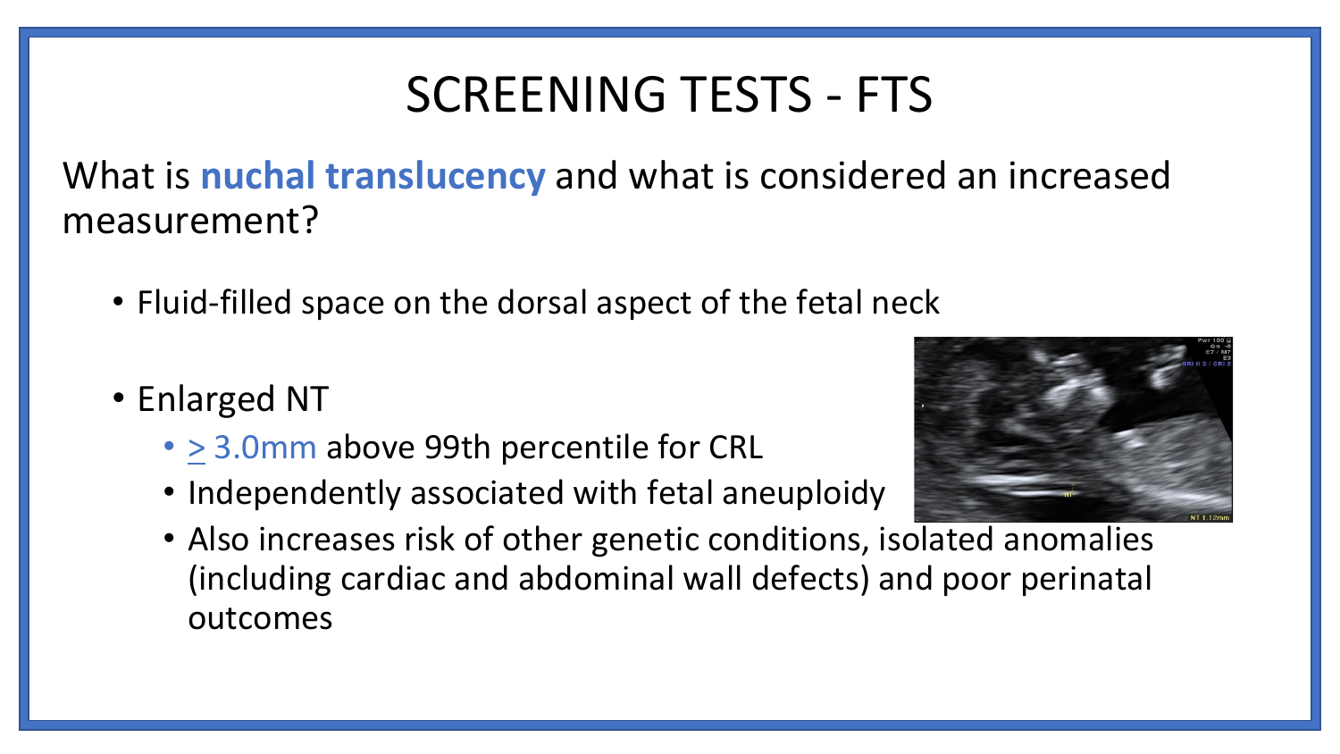# SCREENING TESTS - FTS

What is **nuchal translucency** and what is considered an increased measurement?

- Fluid-filled space on the dorsal aspect of the fetal neck
- Enlarged NT
  - ≥ 3.0mm above 99th percentile for CRL
  - Independently associated with fetal aneuploidy
  - Also increases risk of other genetic conditions, isolated anomalies (including cardiac and abdominal wall defects) and poor perinatal outcomes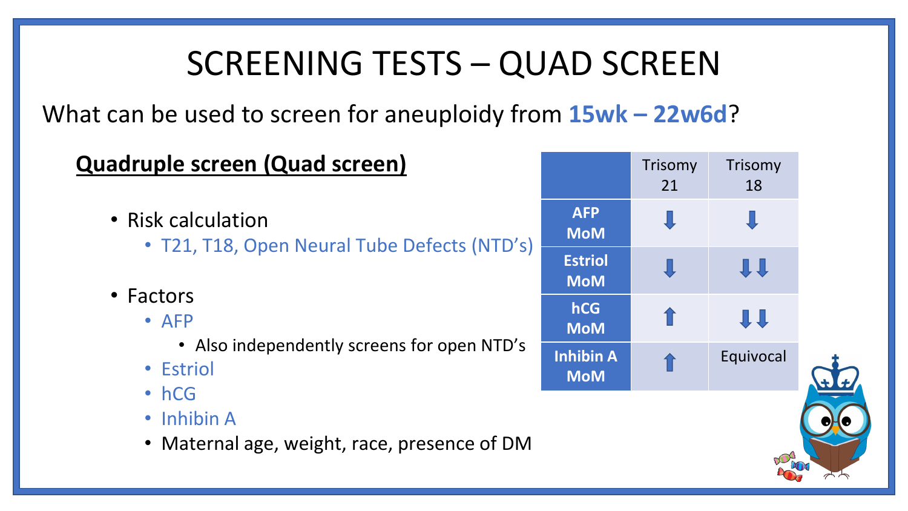# SCREENING TESTS – QUAD SCREEN

What can be used to screen for aneuploidy from **15wk – 22w6d**?

**Quadruple screen (Quad screen)**

- Risk calculation
  - T21, T18, Open Neural Tube Defects (NTD's)
- Factors
  - AFP
    - Also independently screens for open NTD's
  - Estriol
  - hCG
  - Inhibin A
  - Maternal age, weight, race, presence of DM

| | Trisomy 21 | Trisomy 18 |
|---|---|---|
| **AFP MoM** | ⬇ | ⬇ |
| **Estriol MoM** | ⬇ | ⬇⬇ |
| **hCG MoM** | ⬆ | ⬇⬇ |
| **Inhibin A MoM** | ⬆ | Equivocal |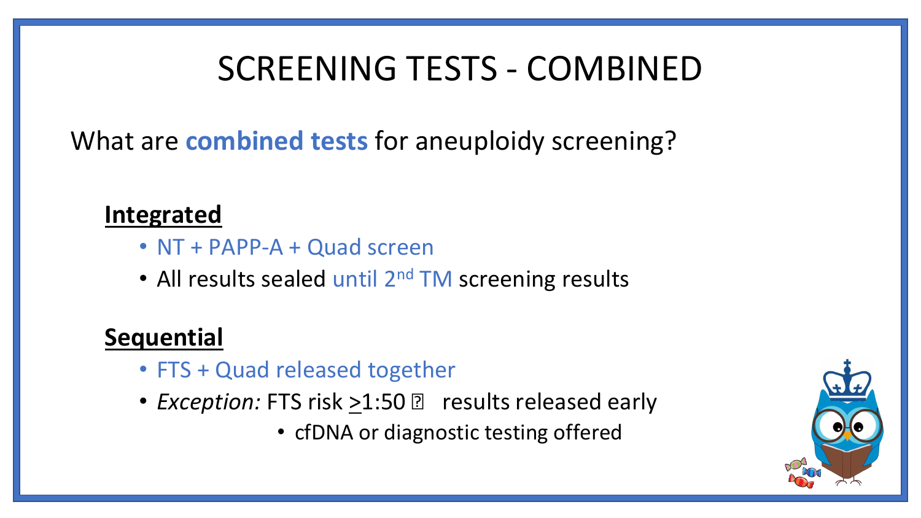# SCREENING TESTS - COMBINED

What are **combined tests** for aneuploidy screening?

**Integrated**

- NT + PAPP-A + Quad screen
- All results sealed until 2nd TM screening results

**Sequential**

- FTS + Quad released together
- *Exception:* FTS risk ≥1:50 → results released early
  - cfDNA or diagnostic testing offered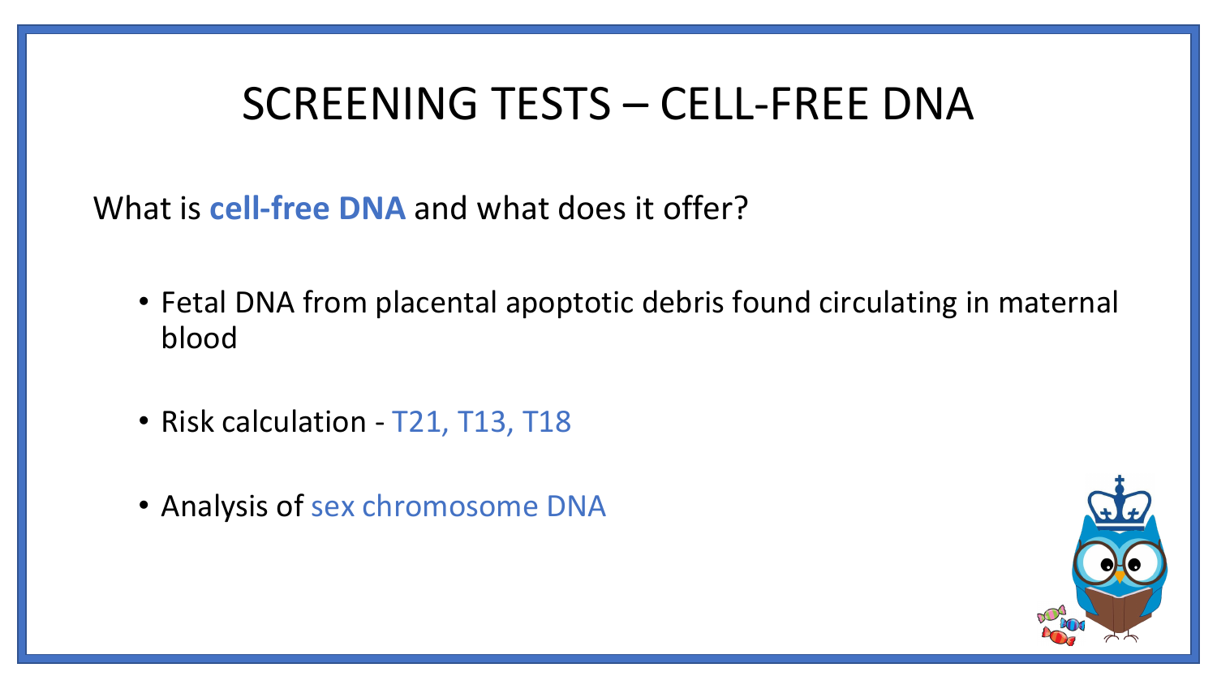# SCREENING TESTS – CELL-FREE DNA

What is **cell-free DNA** and what does it offer?

- Fetal DNA from placental apoptotic debris found circulating in maternal blood
- Risk calculation - T21, T13, T18
- Analysis of sex chromosome DNA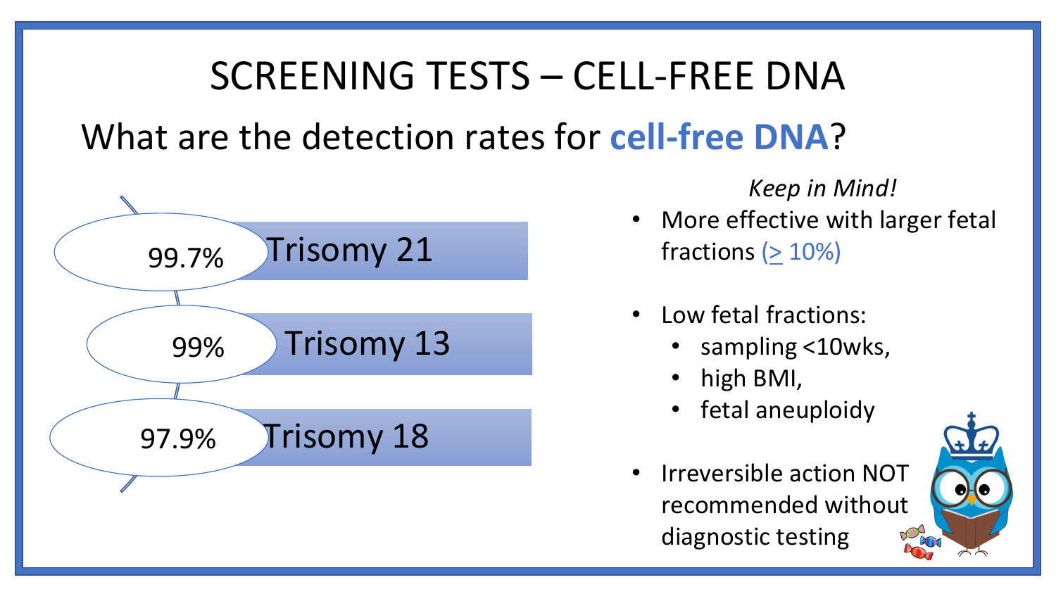# SCREENING TESTS – CELL-FREE DNA

## What are the detection rates for **cell-free DNA**?

- 99.7% Trisomy 21
- 99% Trisomy 13
- 97.9% Trisomy 18

*Keep in Mind!*

- More effective with larger fetal fractions ($\geq$ 10%)
- Low fetal fractions:
  - sampling <10wks,
  - high BMI,
  - fetal aneuploidy
- Irreversible action NOT recommended without diagnostic testing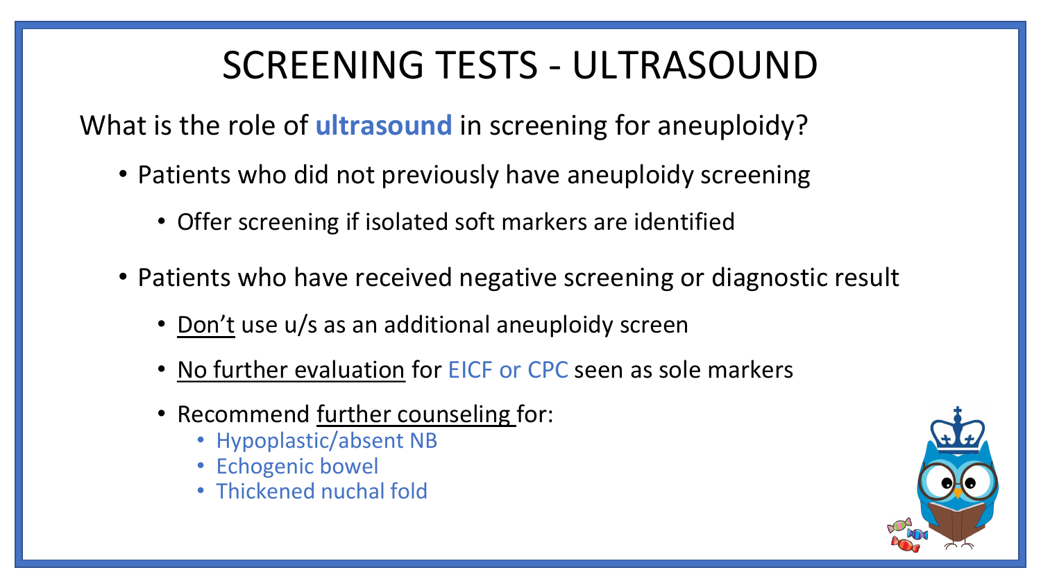# SCREENING TESTS - ULTRASOUND

What is the role of **ultrasound** in screening for aneuploidy?

- Patients who did not previously have aneuploidy screening
  - Offer screening if isolated soft markers are identified
- Patients who have received negative screening or diagnostic result
  - Don't use u/s as an additional aneuploidy screen
  - No further evaluation for EICF or CPC seen as sole markers
  - Recommend further counseling for:
    - Hypoplastic/absent NB
    - Echogenic bowel
    - Thickened nuchal fold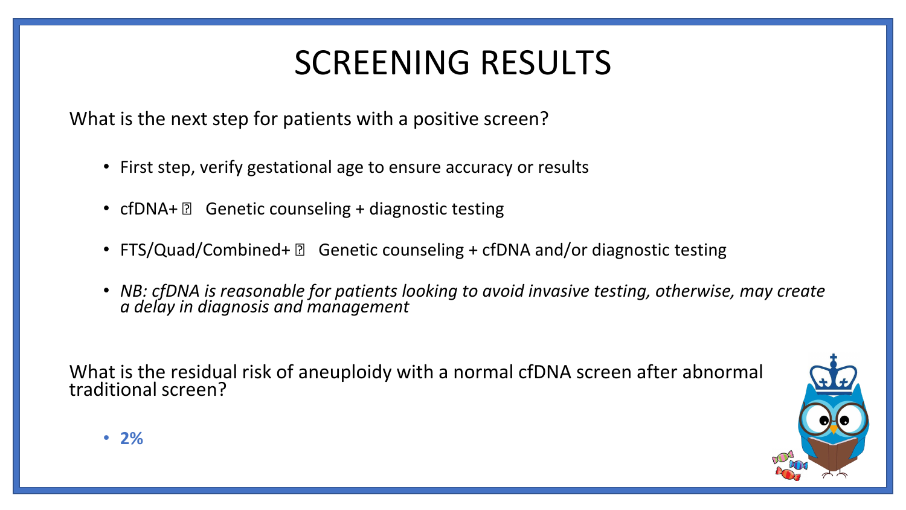# SCREENING RESULTS

What is the next step for patients with a positive screen?

- First step, verify gestational age to ensure accuracy or results
- cfDNA+ → Genetic counseling + diagnostic testing
- FTS/Quad/Combined+ → Genetic counseling + cfDNA and/or diagnostic testing
- *NB: cfDNA is reasonable for patients looking to avoid invasive testing, otherwise, may create a delay in diagnosis and management*

What is the residual risk of aneuploidy with a normal cfDNA screen after abnormal traditional screen?

- **2%**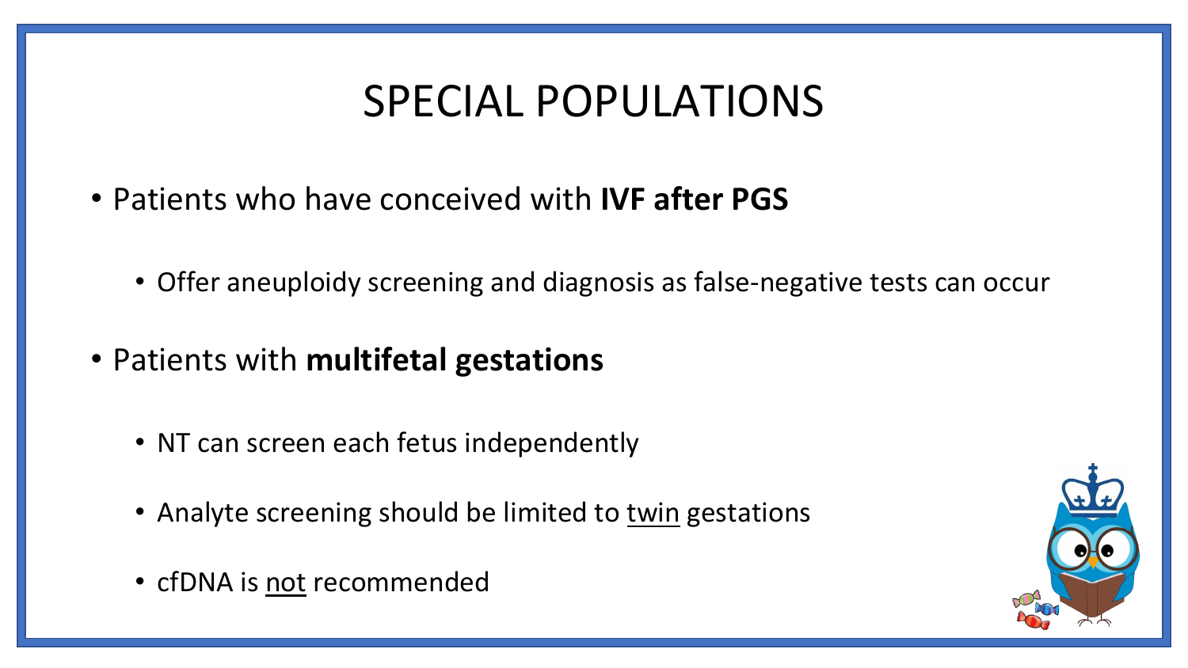# SPECIAL POPULATIONS

- Patients who have conceived with **IVF after PGS**
  - Offer aneuploidy screening and diagnosis as false-negative tests can occur
- Patients with **multifetal gestations**
  - NT can screen each fetus independently
  - Analyte screening should be limited to <u>twin</u> gestations
  - cfDNA is <u>not</u> recommended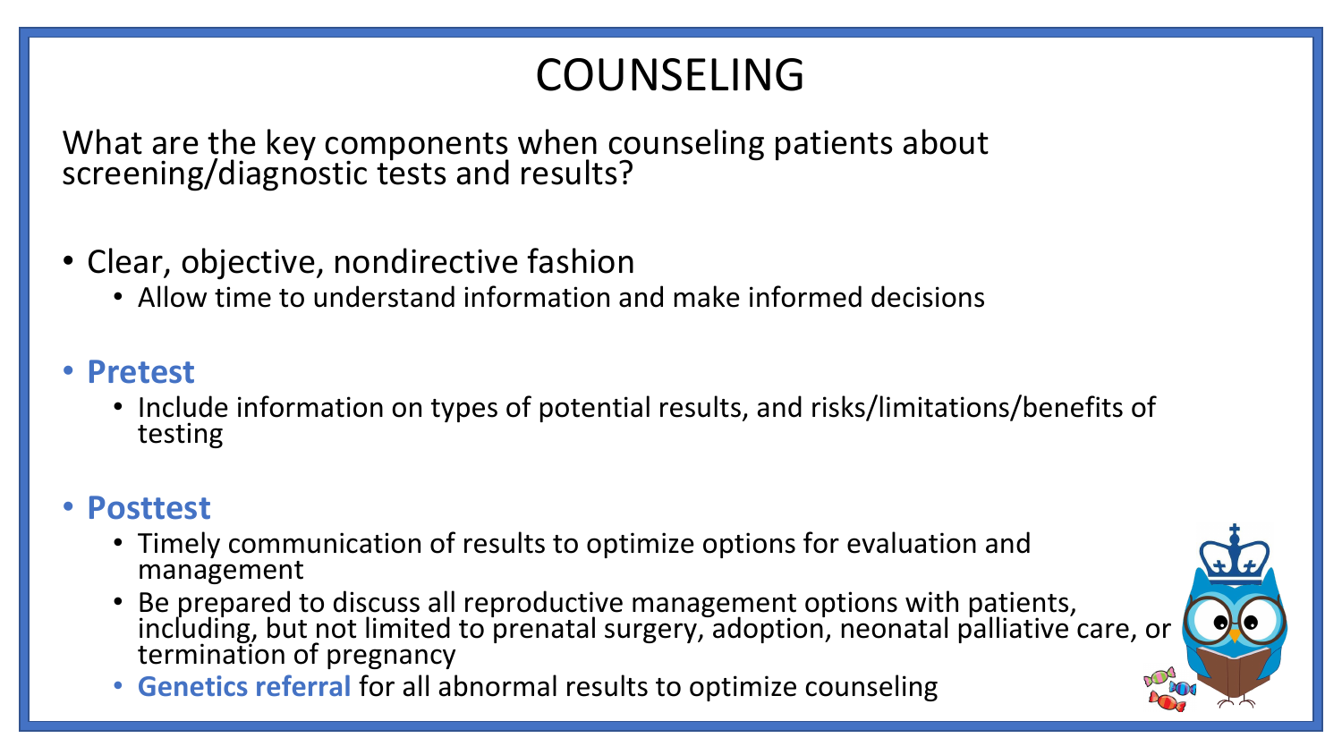# COUNSELING

What are the key components when counseling patients about screening/diagnostic tests and results?

- Clear, objective, nondirective fashion
  - Allow time to understand information and make informed decisions
- **Pretest**
  - Include information on types of potential results, and risks/limitations/benefits of testing
- **Posttest**
  - Timely communication of results to optimize options for evaluation and management
  - Be prepared to discuss all reproductive management options with patients, including, but not limited to prenatal surgery, adoption, neonatal palliative care, or termination of pregnancy
  - **Genetics referral** for all abnormal results to optimize counseling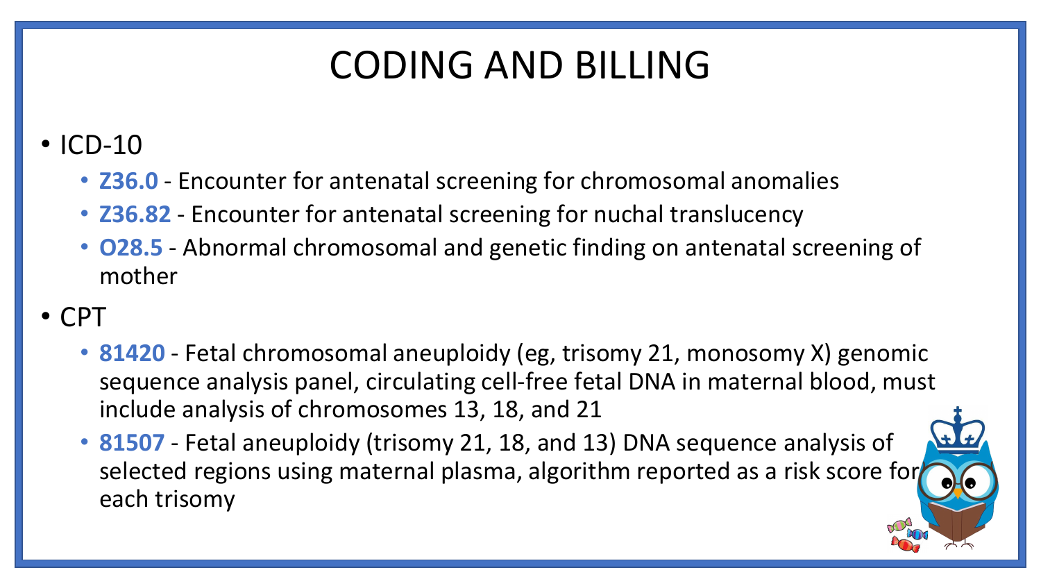# CODING AND BILLING

- ICD-10
  - **Z36.0** - Encounter for antenatal screening for chromosomal anomalies
  - **Z36.82** - Encounter for antenatal screening for nuchal translucency
  - **O28.5** - Abnormal chromosomal and genetic finding on antenatal screening of mother
- CPT
  - **81420** - Fetal chromosomal aneuploidy (eg, trisomy 21, monosomy X) genomic sequence analysis panel, circulating cell-free fetal DNA in maternal blood, must include analysis of chromosomes 13, 18, and 21
  - **81507** - Fetal aneuploidy (trisomy 21, 18, and 13) DNA sequence analysis of selected regions using maternal plasma, algorithm reported as a risk score for each trisomy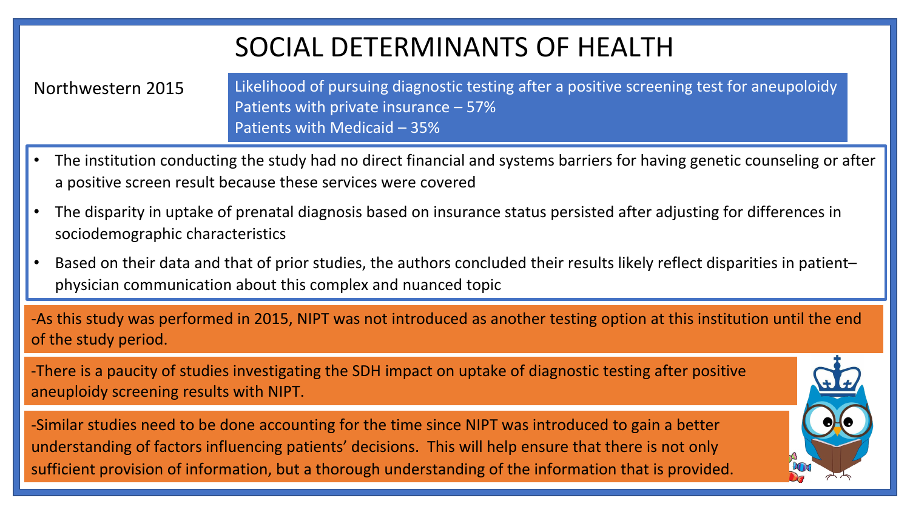# SOCIAL DETERMINANTS OF HEALTH

Northwestern 2015

Likelihood of pursuing diagnostic testing after a positive screening test for aneupoloidy
Patients with private insurance – 57%
Patients with Medicaid – 35%

- The institution conducting the study had no direct financial and systems barriers for having genetic counseling or after a positive screen result because these services were covered
- The disparity in uptake of prenatal diagnosis based on insurance status persisted after adjusting for differences in sociodemographic characteristics
- Based on their data and that of prior studies, the authors concluded their results likely reflect disparities in patient–physician communication about this complex and nuanced topic

-As this study was performed in 2015, NIPT was not introduced as another testing option at this institution until the end of the study period.

-There is a paucity of studies investigating the SDH impact on uptake of diagnostic testing after positive aneuploidy screening results with NIPT.

-Similar studies need to be done accounting for the time since NIPT was introduced to gain a better understanding of factors influencing patients' decisions. This will help ensure that there is not only sufficient provision of information, but a thorough understanding of the information that is provided.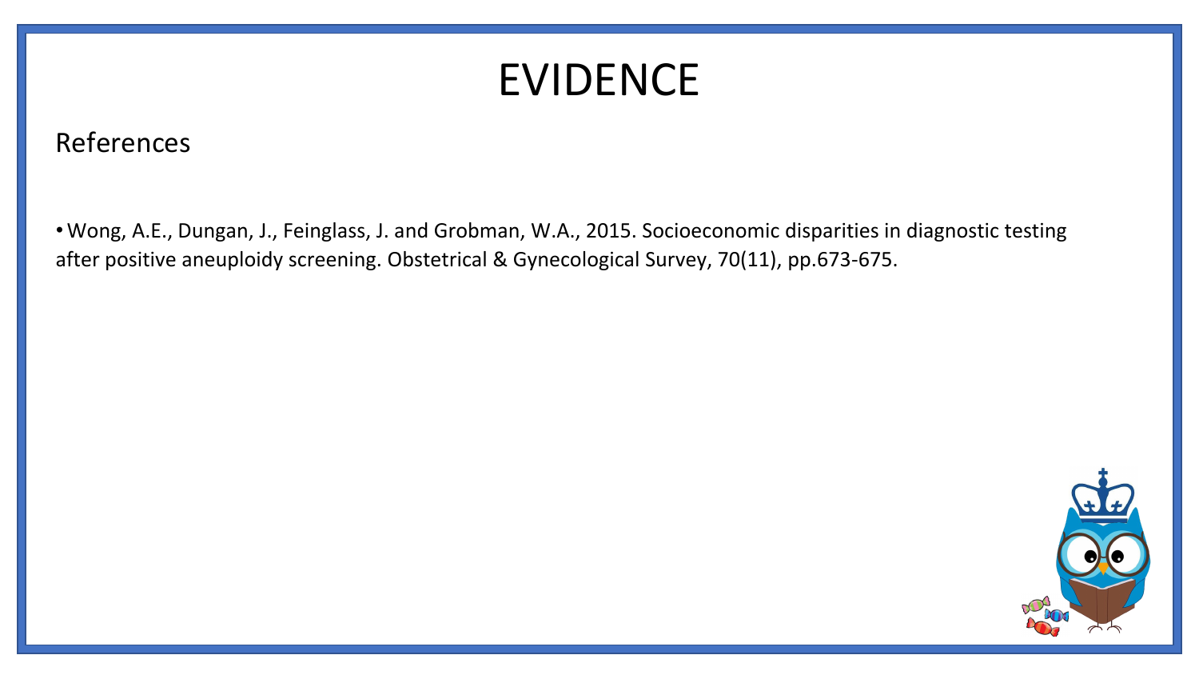# EVIDENCE

## References

- Wong, A.E., Dungan, J., Feinglass, J. and Grobman, W.A., 2015. Socioeconomic disparities in diagnostic testing after positive aneuploidy screening. Obstetrical & Gynecological Survey, 70(11), pp.673-675.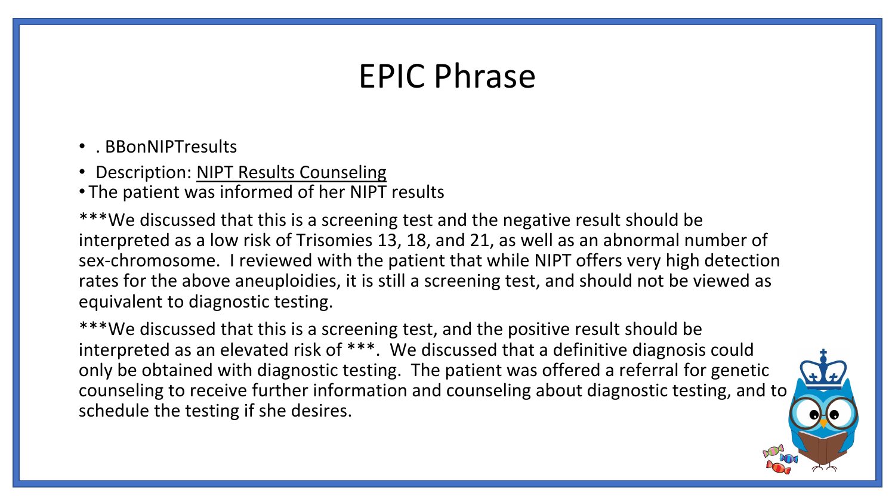# EPIC Phrase

- . BBonNIPTresults
- Description: <u>NIPT Results Counseling</u>
- The patient was informed of her NIPT results

***We discussed that this is a screening test and the negative result should be interpreted as a low risk of Trisomies 13, 18, and 21, as well as an abnormal number of sex-chromosome.  I reviewed with the patient that while NIPT offers very high detection rates for the above aneuploidies, it is still a screening test, and should not be viewed as equivalent to diagnostic testing.

***We discussed that this is a screening test, and the positive result should be interpreted as an elevated risk of ***.  We discussed that a definitive diagnosis could only be obtained with diagnostic testing.  The patient was offered a referral for genetic counseling to receive further information and counseling about diagnostic testing, and to schedule the testing if she desires.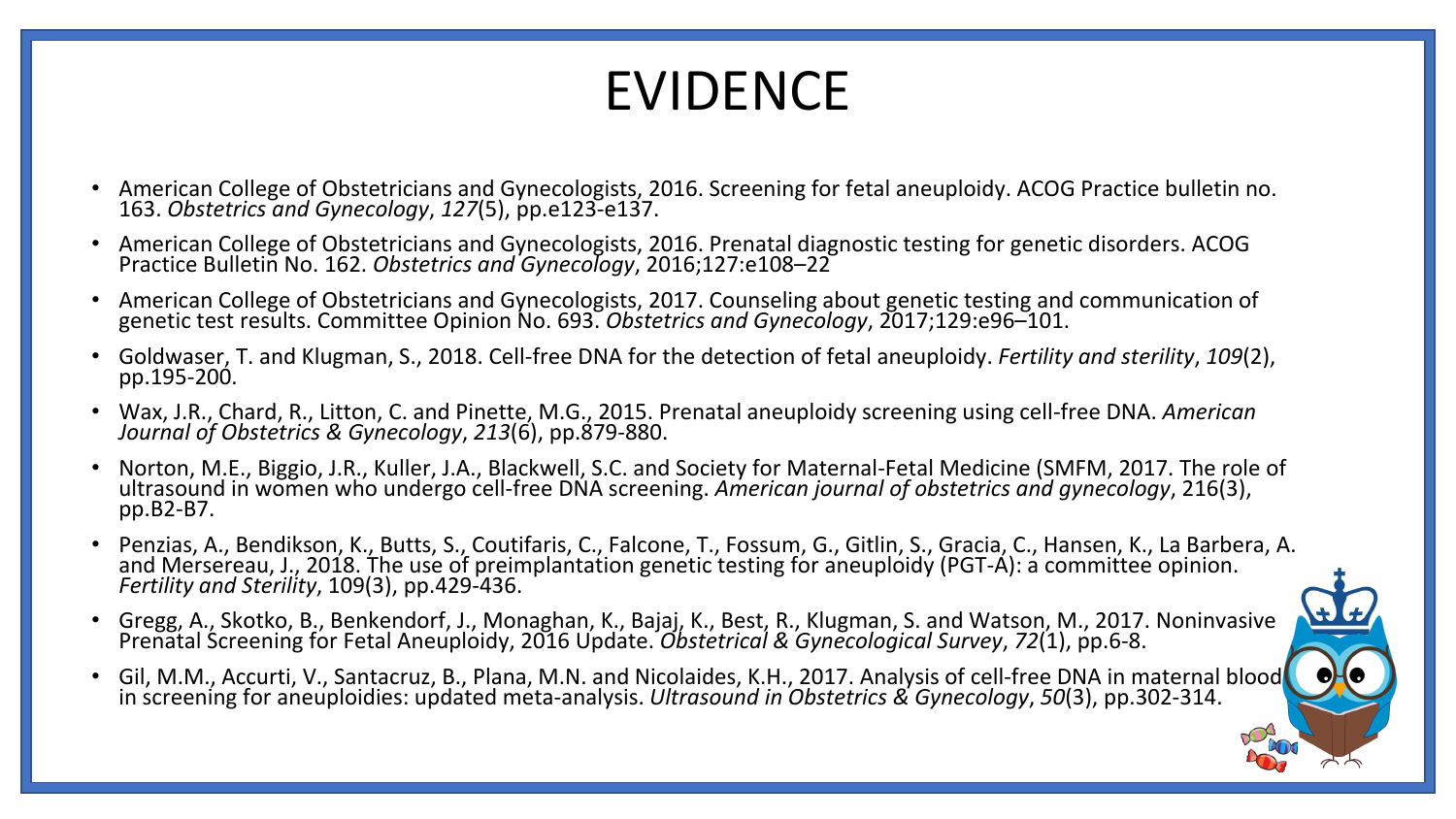# EVIDENCE

- American College of Obstetricians and Gynecologists, 2016. Screening for fetal aneuploidy. ACOG Practice bulletin no. 163. *Obstetrics and Gynecology*, *127*(5), pp.e123-e137.
- American College of Obstetricians and Gynecologists, 2016. Prenatal diagnostic testing for genetic disorders. ACOG Practice Bulletin No. 162. *Obstetrics and Gynecology*, 2016;127:e108–22
- American College of Obstetricians and Gynecologists, 2017. Counseling about genetic testing and communication of genetic test results. Committee Opinion No. 693. *Obstetrics and Gynecology*, 2017;129:e96–101.
- Goldwaser, T. and Klugman, S., 2018. Cell-free DNA for the detection of fetal aneuploidy. *Fertility and sterility*, *109*(2), pp.195-200.
- Wax, J.R., Chard, R., Litton, C. and Pinette, M.G., 2015. Prenatal aneuploidy screening using cell-free DNA. *American Journal of Obstetrics & Gynecology*, *213*(6), pp.879-880.
- Norton, M.E., Biggio, J.R., Kuller, J.A., Blackwell, S.C. and Society for Maternal-Fetal Medicine (SMFM, 2017. The role of ultrasound in women who undergo cell-free DNA screening. *American journal of obstetrics and gynecology*, 216(3), pp.B2-B7.
- Penzias, A., Bendikson, K., Butts, S., Coutifaris, C., Falcone, T., Fossum, G., Gitlin, S., Gracia, C., Hansen, K., La Barbera, A. and Mersereau, J., 2018. The use of preimplantation genetic testing for aneuploidy (PGT-A): a committee opinion. *Fertility and Sterility*, 109(3), pp.429-436.
- Gregg, A., Skotko, B., Benkendorf, J., Monaghan, K., Bajaj, K., Best, R., Klugman, S. and Watson, M., 2017. Noninvasive Prenatal Screening for Fetal Aneuploidy, 2016 Update. *Obstetrical & Gynecological Survey*, *72*(1), pp.6-8.
- Gil, M.M., Accurti, V., Santacruz, B., Plana, M.N. and Nicolaides, K.H., 2017. Analysis of cell-free DNA in maternal blood in screening for aneuploidies: updated meta-analysis. *Ultrasound in Obstetrics & Gynecology*, *50*(3), pp.302-314.